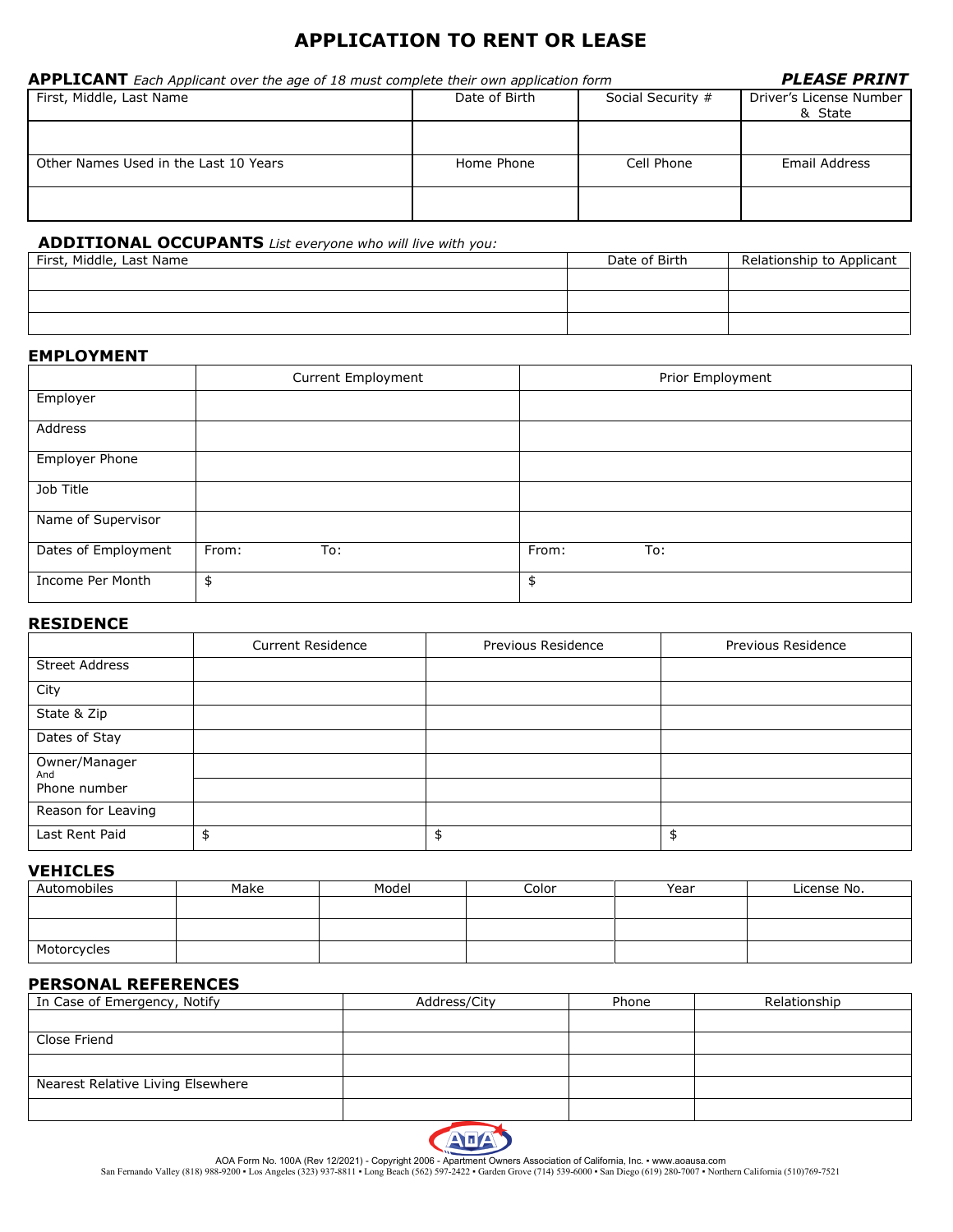# APPLICATION TO RENT OR LEASE

**APPLICANT** *Each Applicant over the age of 18 must complete their own application form* ***PLEASE PRINT***

| First, Middle, Last Name | Date of Birth | Social Security # | Driver's License Number & State |
|---|---|---|---|
| | | | |
| **Other Names Used in the Last 10 Years** | **Home Phone** | **Cell Phone** | **Email Address** |
| | | | |

**ADDITIONAL OCCUPANTS** *List everyone who will live with you:*

| First, Middle, Last Name | Date of Birth | Relationship to Applicant |
|---|---|---|
| | | |
| | | |
| | | |

## EMPLOYMENT

| | Current Employment | Prior Employment |
|---|---|---|
| Employer | | |
| Address | | |
| Employer Phone | | |
| Job Title | | |
| Name of Supervisor | | |
| Dates of Employment | From: To: | From: To: |
| Income Per Month | $ | $ |

## RESIDENCE

| | Current Residence | Previous Residence | Previous Residence |
|---|---|---|---|
| Street Address | | | |
| City | | | |
| State & Zip | | | |
| Dates of Stay | | | |
| Owner/Manager And Phone number | | | |
| | | | |
| Reason for Leaving | | | |
| Last Rent Paid | $ | $ | $ |

## VEHICLES

| Automobiles | Make | Model | Color | Year | License No. |
|---|---|---|---|---|---|
| | | | | | |
| | | | | | |
| Motorcycles | | | | | |

## PERSONAL REFERENCES

| In Case of Emergency, Notify | Address/City | Phone | Relationship |
|---|---|---|---|
| | | | |
| Close Friend | | | |
| | | | |
| Nearest Relative Living Elsewhere | | | |
| | | | |

AOA Form No. 100A (Rev 12/2021) - Copyright 2006 - Apartment Owners Association of California, Inc. • www.aoausa.com
San Fernando Valley (818) 988-9200 • Los Angeles (323) 937-8811 • Long Beach (562) 597-2422 • Garden Grove (714) 539-6000 • San Diego (619) 280-7007 • Northern California (510)769-7521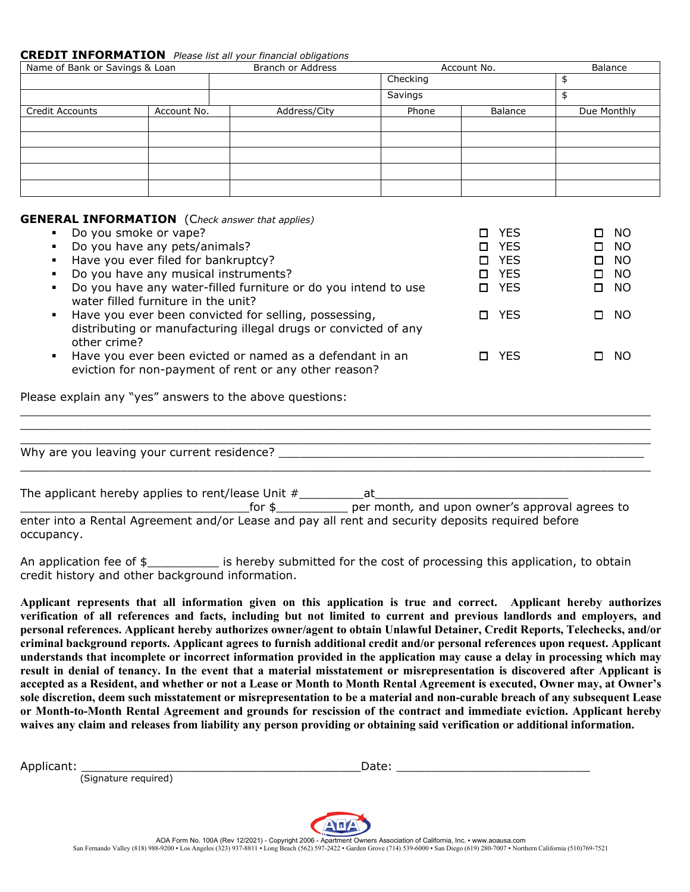**CREDIT INFORMATION** *Please list all your financial obligations*

| Name of Bank or Savings & Loan | Branch or Address | Account No. | Balance |
|---|---|---|---|
| | | Checking | $ |
| | | Savings | $ |

| Credit Accounts | Account No. | Address/City | Phone | Balance | Due Monthly |
|---|---|---|---|---|---|
| | | | | | |
| | | | | | |
| | | | | | |
| | | | | | |
| | | | | | |

**GENERAL INFORMATION** (C*heck answer that applies)*

| | | |
|---|---|---|
| ▪ Do you smoke or vape? | ☐ YES | ☐ NO |
| ▪ Do you have any pets/animals? | ☐ YES | ☐ NO |
| ▪ Have you ever filed for bankruptcy? | ☐ YES | ☐ NO |
| ▪ Do you have any musical instruments? | ☐ YES | ☐ NO |
| ▪ Do you have any water-filled furniture or do you intend to use water filled furniture in the unit? | ☐ YES | ☐ NO |
| ▪ Have you ever been convicted for selling, possessing, distributing or manufacturing illegal drugs or convicted of any other crime? | ☐ YES | ☐ NO |
| ▪ Have you ever been evicted or named as a defendant in an eviction for non-payment of rent or any other reason? | ☐ YES | ☐ NO |

Please explain any "yes" answers to the above questions:

________________________________________________________________________________

________________________________________________________________________________

________________________________________________________________________________

Why are you leaving your current residence? ____________________________________________

________________________________________________________________________________

The applicant hereby applies to rent/lease Unit #_________at___________________________ _________________________________for $__________ per month, and upon owner's approval agrees to enter into a Rental Agreement and/or Lease and pay all rent and security deposits required before occupancy.

An application fee of $__________ is hereby submitted for the cost of processing this application, to obtain credit history and other background information.

**Applicant represents that all information given on this application is true and correct. Applicant hereby authorizes verification of all references and facts, including but not limited to current and previous landlords and employers, and personal references. Applicant hereby authorizes owner/agent to obtain Unlawful Detainer, Credit Reports, Telechecks, and/or criminal background reports. Applicant agrees to furnish additional credit and/or personal references upon request. Applicant understands that incomplete or incorrect information provided in the application may cause a delay in processing which may result in denial of tenancy. In the event that a material misstatement or misrepresentation is discovered after Applicant is accepted as a Resident, and whether or not a Lease or Month to Month Rental Agreement is executed, Owner may, at Owner's sole discretion, deem such misstatement or misrepresentation to be a material and non-curable breach of any subsequent Lease or Month-to-Month Rental Agreement and grounds for rescission of the contract and immediate eviction. Applicant hereby waives any claim and releases from liability any person providing or obtaining said verification or additional information.**

Applicant: ________________________________________ Date: ____________________________
(Signature required)

AOA Form No. 100A (Rev 12/2021) - Copyright 2006 - Apartment Owners Association of California, Inc. • www.aoausa.com
San Fernando Valley (818) 988-9200 • Los Angeles (323) 937-8811 • Long Beach (562) 597-2422 • Garden Grove (714) 539-6000 • San Diego (619) 280-7007 • Northern California (510)769-7521